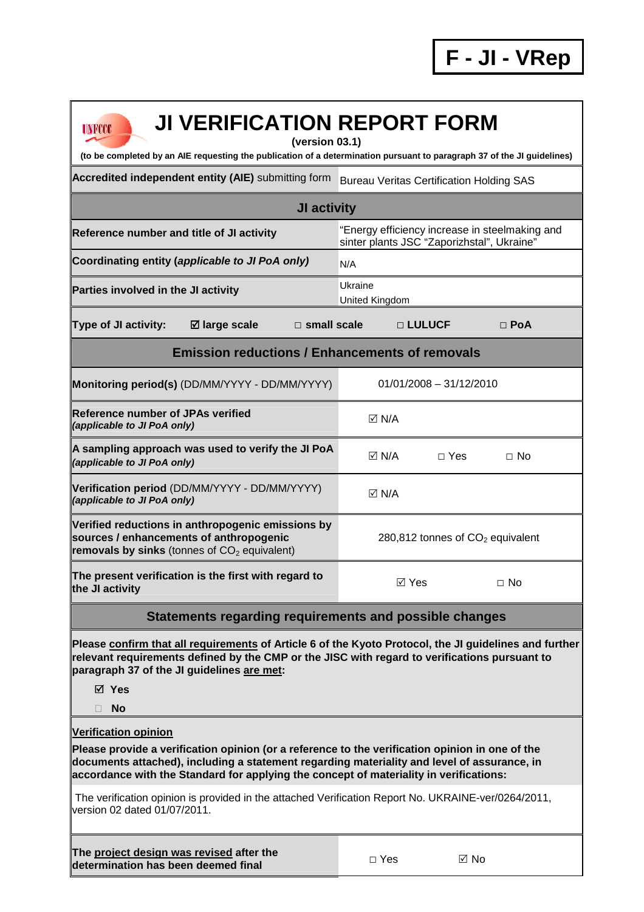**F - JI - VRep**

# JI VERIFICATION REPORT FORM

**(version 03.1)**

**(to be completed by an AIE requesting the publication of a determination pursuant to paragraph 37 of the JI guidelines)**

| **Accredited independent entity (AIE)** submitting form | Bureau Veritas Certification Holding SAS | | |
|---|---|---|---|
| **JI activity** | | | |
| **Reference number and title of JI activity** | "Energy efficiency increase in steelmaking and sinter plants JSC "Zaporizhstal", Ukraine" | | |
| **Coordinating entity (*applicable to JI PoA only*)** | N/A | | |
| **Parties involved in the JI activity** | Ukraine<br>United Kingdom | | |
| **Type of JI activity:** ☑ **large scale** | □ **small scale** | □ **LULUCF** | □ **PoA** |
| **Emission reductions / Enhancements of removals** | | | |
| **Monitoring period(s)** (DD/MM/YYYY - DD/MM/YYYY) | 01/01/2008 – 31/12/2010 | | |
| **Reference number of JPAs verified** ***(applicable to JI PoA only)*** | ☑ N/A | | |
| **A sampling approach was used to verify the JI PoA** ***(applicable to JI PoA only)*** | ☑ N/A | □ Yes | □ No |
| **Verification period** (DD/MM/YYYY - DD/MM/YYYY) ***(applicable to JI PoA only)*** | ☑ N/A | | |
| **Verified reductions in anthropogenic emissions by sources / enhancements of anthropogenic removals by sinks** (tonnes of $CO_2$ equivalent) | 280,812 tonnes of $CO_2$ equivalent | | |
| **The present verification is the first with regard to the JI activity** | ☑ Yes | □ No | |

**Statements regarding requirements and possible changes**

**Please confirm that all requirements of Article 6 of the Kyoto Protocol, the JI guidelines and further relevant requirements defined by the CMP or the JISC with regard to verifications pursuant to paragraph 37 of the JI guidelines are met:**

☑ **Yes**

□ **No**

**Verification opinion**

**Please provide a verification opinion (or a reference to the verification opinion in one of the documents attached), including a statement regarding materiality and level of assurance, in accordance with the Standard for applying the concept of materiality in verifications:**

The verification opinion is provided in the attached Verification Report No. UKRAINE-ver/0264/2011, version 02 dated 01/07/2011.

| **The project design was revised after the determination has been deemed final** | □ Yes | ☑ No |
|---|---|---|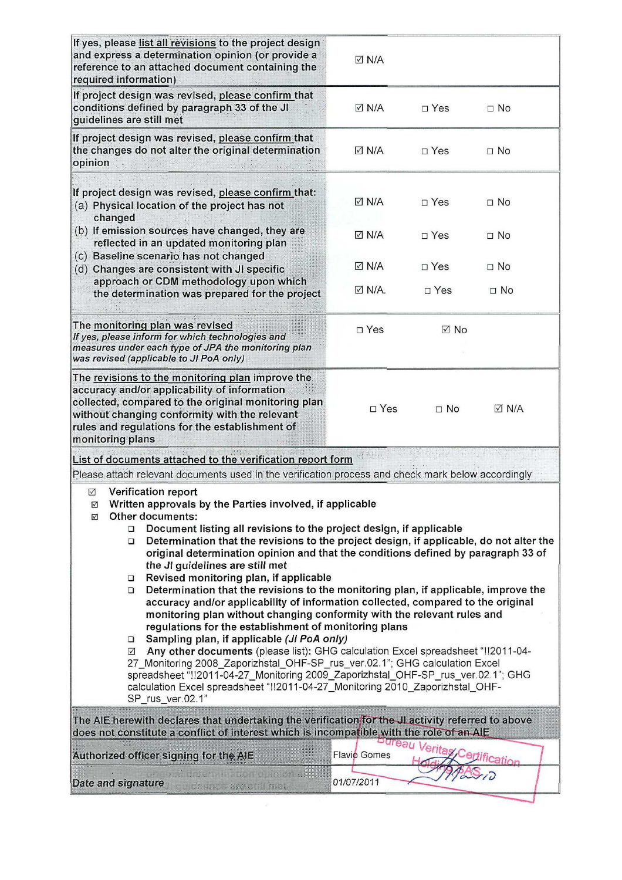| | | | |
|---|---|---|---|
| If yes, please list all revisions to the project design and express a determination opinion (or provide a reference to an attached document containing the required information) | ☑ N/A | | |
| If project design was revised, please confirm that conditions defined by paragraph 33 of the JI guidelines are still met | ☑ N/A | □ Yes | □ No |
| If project design was revised, please confirm that the changes do not alter the original determination opinion | ☑ N/A | □ Yes | □ No |
| If project design was revised, please confirm that:<br>(a) Physical location of the project has not changed<br>(b) If emission sources have changed, they are reflected in an updated monitoring plan<br>(c) Baseline scenario has not changed<br>(d) Changes are consistent with JI specific approach or CDM methodology upon which the determination was prepared for the project | ☑ N/A<br>☑ N/A<br>☑ N/A<br>☑ N/A. | □ Yes<br>□ Yes<br>□ Yes<br>□ Yes | □ No<br>□ No<br>□ No<br>□ No |
| The monitoring plan was revised<br>*If yes, please inform for which technologies and measures under each type of JPA the monitoring plan was revised (applicable to JI PoA only)* | □ Yes | ☑ No | |
| The revisions to the monitoring plan improve the accuracy and/or applicability of information collected, compared to the original monitoring plan without changing conformity with the relevant rules and regulations for the establishment of monitoring plans | □ Yes | □ No | ☑ N/A |

**List of documents attached to the verification report form**

Please attach relevant documents used in the verification process and check mark below accordingly

- ☑ Verification report
- ☑ Written approvals by the Parties involved, if applicable
- ☑ Other documents:
  - □ Document listing all revisions to the project design, if applicable
  - □ Determination that the revisions to the project design, if applicable, do not alter the original determination opinion and that the conditions defined by paragraph 33 of the JI guidelines are still met
  - □ Revised monitoring plan, if applicable
  - □ Determination that the revisions to the monitoring plan, if applicable, improve the accuracy and/or applicability of information collected, compared to the original monitoring plan without changing conformity with the relevant rules and regulations for the establishment of monitoring plans
  - □ Sampling plan, if applicable *(JI PoA only)*
  - ☑ Any other documents (please list): GHG calculation Excel spreadsheet "!!2011-04-27_Monitoring 2008_Zaporizhstal_OHF-SP_rus_ver.02.1"; GHG calculation Excel spreadsheet "!!2011-04-27_Monitoring 2009_Zaporizhstal_OHF-SP_rus_ver.02.1"; GHG calculation Excel spreadsheet "!!2011-04-27_Monitoring 2010_Zaporizhstal_OHF-SP_rus_ver.02.1"

**The AIE herewith declares that undertaking the verification for the JI activity referred to above does not constitute a conflict of interest which is incompatible with the role of an AIE**

| | |
|---|---|
| Authorized officer signing for the AIE | Flavio Gomes |
| Date and signature | 01/07/2011 |

Bureau Veritas Certification Holding SAS